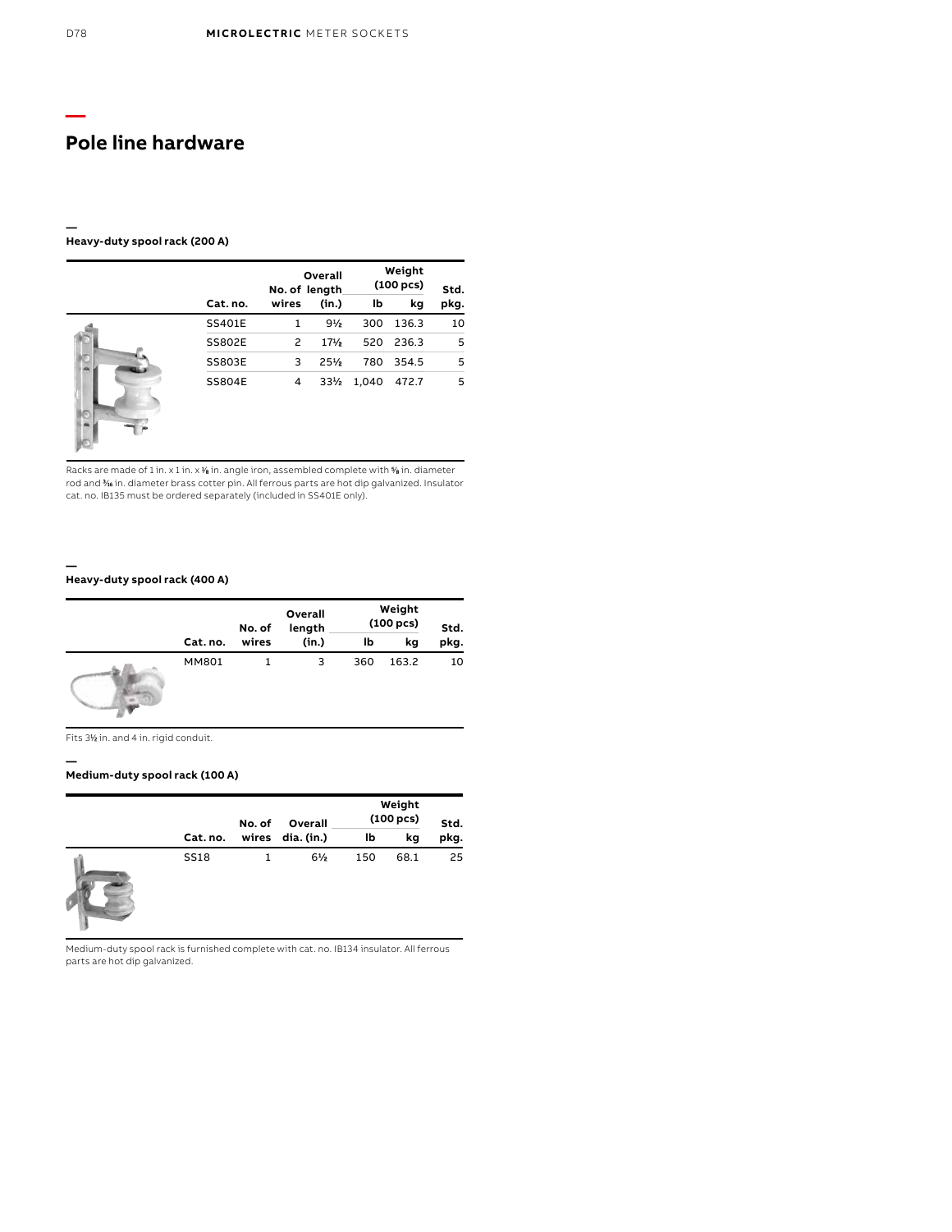# Pole line hardware

## Heavy-duty spool rack (200 A)

| Cat. no. | No. of wires | Overall length (in.) | Weight (100 pcs) lb | Weight (100 pcs) kg | Std. pkg. |
|---|---|---|---|---|---|
| SS401E | 1 | 9½ | 300 | 136.3 | 10 |
| SS802E | 2 | 17⅛ | 520 | 236.3 | 5 |
| SS803E | 3 | 25½ | 780 | 354.5 | 5 |
| SS804E | 4 | 33½ | 1,040 | 472.7 | 5 |

Racks are made of 1 in. x 1 in. x ⅛ in. angle iron, assembled complete with ⅝ in. diameter rod and 3/16 in. diameter brass cotter pin. All ferrous parts are hot dip galvanized. Insulator cat. no. IB135 must be ordered separately (included in SS401E only).

## Heavy-duty spool rack (400 A)

| Cat. no. | No. of wires | Overall length (in.) | Weight (100 pcs) lb | Weight (100 pcs) kg | Std. pkg. |
|---|---|---|---|---|---|
| MM801 | 1 | 3 | 360 | 163.2 | 10 |

Fits 3½ in. and 4 in. rigid conduit.

## Medium-duty spool rack (100 A)

| Cat. no. | No. of wires | Overall dia. (in.) | Weight (100 pcs) lb | Weight (100 pcs) kg | Std. pkg. |
|---|---|---|---|---|---|
| SS18 | 1 | 6½ | 150 | 68.1 | 25 |

Medium-duty spool rack is furnished complete with cat. no. IB134 insulator. All ferrous parts are hot dip galvanized.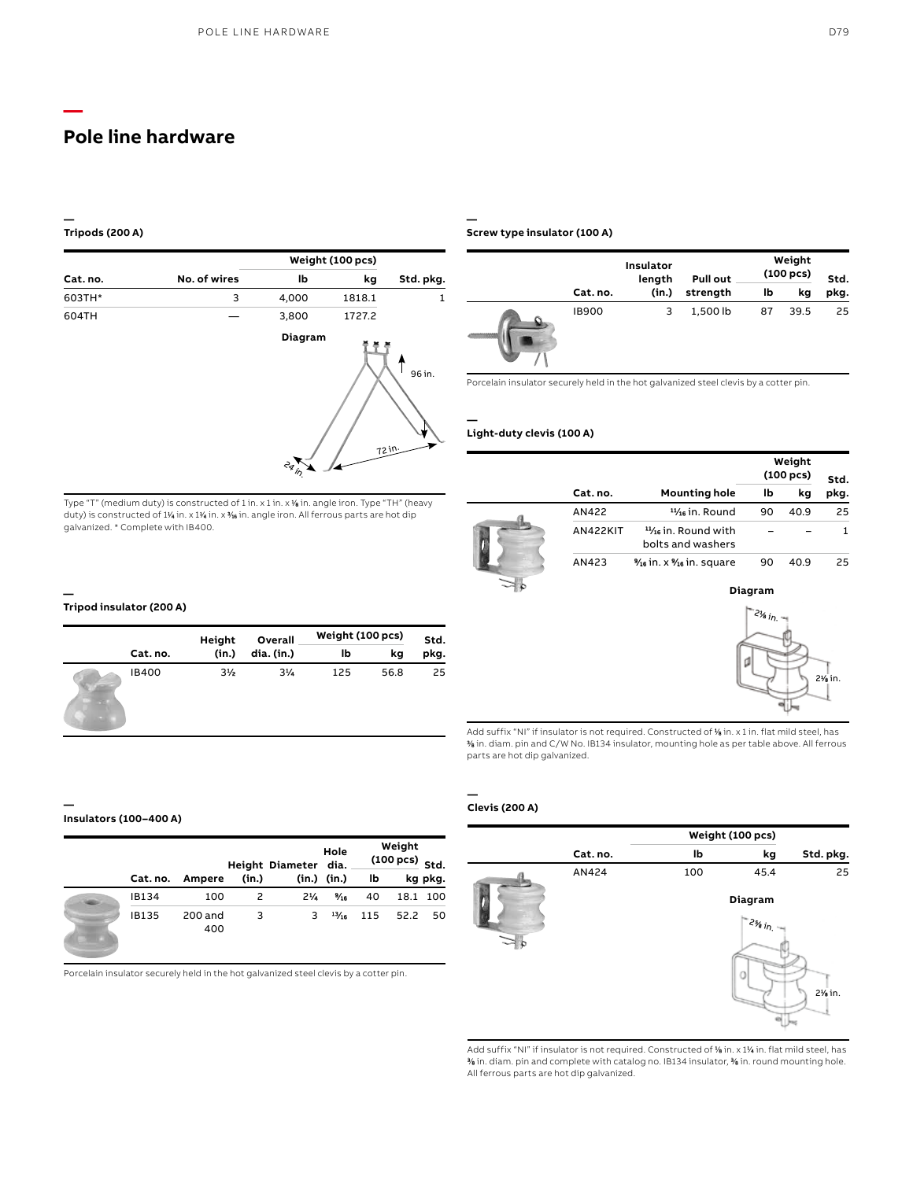# Pole line hardware

## Tripods (200 A)

| Cat. no. | No. of wires | Weight (100 pcs) | | Std. pkg. |
|---|---|---|---|---|
| | | lb | kg | |
| 603TH* | 3 | 4,000 | 1818.1 | 1 |
| 604TH | — | 3,800 | 1727.2 | |

Diagram

96 in.

72 in.

24 in.

Type "T" (medium duty) is constructed of 1 in. x 1 in. x ⅛ in. angle iron. Type "TH" (heavy duty) is constructed of 1¼ in. x 1¼ in. x ³⁄₁₆ in. angle iron. All ferrous parts are hot dip galvanized. * Complete with IB400.

## Tripod insulator (200 A)

| Cat. no. | Height (in.) | Overall dia. (in.) | Weight (100 pcs) | | Std. pkg. |
|---|---|---|---|---|---|
| | | | lb | kg | |
| IB400 | 3½ | 3¼ | 125 | 56.8 | 25 |

## Insulators (100–400 A)

| Cat. no. | Ampere | Height (in.) | Diameter (in.) | Hole dia. (in.) | Weight (100 pcs) | | Std. pkg. |
|---|---|---|---|---|---|---|---|
| | | | | | lb | kg | |
| IB134 | 100 | 2 | 2¼ | ⁹⁄₁₆ | 40 | 18.1 | 100 |
| IB135 | 200 and 400 | 3 | 3 | ¹³⁄₁₆ | 115 | 52.2 | 50 |

Porcelain insulator securely held in the hot galvanized steel clevis by a cotter pin.

## Screw type insulator (100 A)

| Cat. no. | Insulator length (in.) | Pull out strength | Weight (100 pcs) | | Std. pkg. |
|---|---|---|---|---|---|
| | | | lb | kg | |
| IB900 | 3 | 1,500 lb | 87 | 39.5 | 25 |

Porcelain insulator securely held in the hot galvanized steel clevis by a cotter pin.

## Light-duty clevis (100 A)

| Cat. no. | Mounting hole | Weight (100 pcs) | | Std. pkg. |
|---|---|---|---|---|
| | | lb | kg | |
| AN422 | ¹¹⁄₁₆ in. Round | 90 | 40.9 | 25 |
| AN422KIT | ¹¹⁄₁₆ in. Round with bolts and washers | – | – | 1 |
| AN423 | ⁹⁄₁₆ in. x ⁹⁄₁₆ in. square | 90 | 40.9 | 25 |

Diagram

2⅛ in.

2⅛ in.

Add suffix "NI" if insulator is not required. Constructed of ⅛ in. x 1 in. flat mild steel, has ⅜ in. diam. pin and C/W No. IB134 insulator, mounting hole as per table above. All ferrous parts are hot dip galvanized.

## Clevis (200 A)

| Cat. no. | Weight (100 pcs) | | Std. pkg. |
|---|---|---|---|
| | lb | kg | |
| AN424 | 100 | 45.4 | 25 |

Diagram

2⅝ in.

2⅛ in.

Add suffix "NI" if insulator is not required. Constructed of ⅛ in. x 1¼ in. flat mild steel, has ⅜ in. diam. pin and complete with catalog no. IB134 insulator, ⅜ in. round mounting hole. All ferrous parts are hot dip galvanized.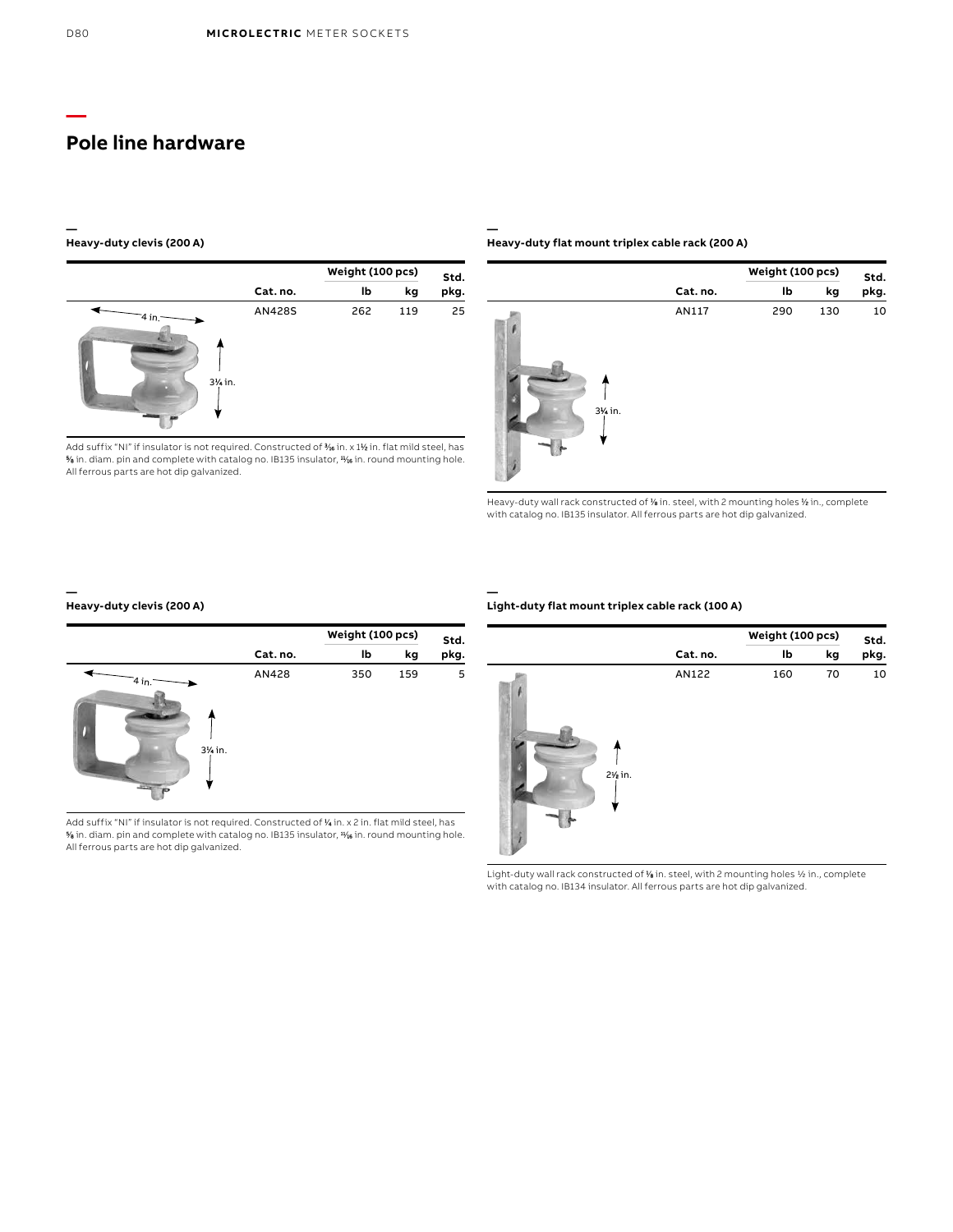# Pole line hardware

### Heavy-duty clevis (200 A)

| Cat. no. | Weight (100 pcs) lb | Weight (100 pcs) kg | Std. pkg. |
|---|---|---|---|
| AN428S | 262 | 119 | 25 |

4 in.

3¼ in.

Add suffix "NI" if insulator is not required. Constructed of 3⁄16 in. x 1½ in. flat mild steel, has ⅝ in. diam. pin and complete with catalog no. IB135 insulator, 11⁄16 in. round mounting hole. All ferrous parts are hot dip galvanized.

### Heavy-duty flat mount triplex cable rack (200 A)

| Cat. no. | Weight (100 pcs) lb | Weight (100 pcs) kg | Std. pkg. |
|---|---|---|---|
| AN117 | 290 | 130 | 10 |

3¼ in.

Heavy-duty wall rack constructed of ⅛ in. steel, with 2 mounting holes ½ in., complete with catalog no. IB135 insulator. All ferrous parts are hot dip galvanized.

### Heavy-duty clevis (200 A)

| Cat. no. | Weight (100 pcs) lb | Weight (100 pcs) kg | Std. pkg. |
|---|---|---|---|
| AN428 | 350 | 159 | 5 |

4 in.

3¼ in.

Add suffix "NI" if insulator is not required. Constructed of ¼ in. x 2 in. flat mild steel, has ⅝ in. diam. pin and complete with catalog no. IB135 insulator, 11⁄16 in. round mounting hole. All ferrous parts are hot dip galvanized.

### Light-duty flat mount triplex cable rack (100 A)

| Cat. no. | Weight (100 pcs) lb | Weight (100 pcs) kg | Std. pkg. |
|---|---|---|---|
| AN122 | 160 | 70 | 10 |

2⅝ in.

Light-duty wall rack constructed of ⅛ in. steel, with 2 mounting holes ½ in., complete with catalog no. IB134 insulator. All ferrous parts are hot dip galvanized.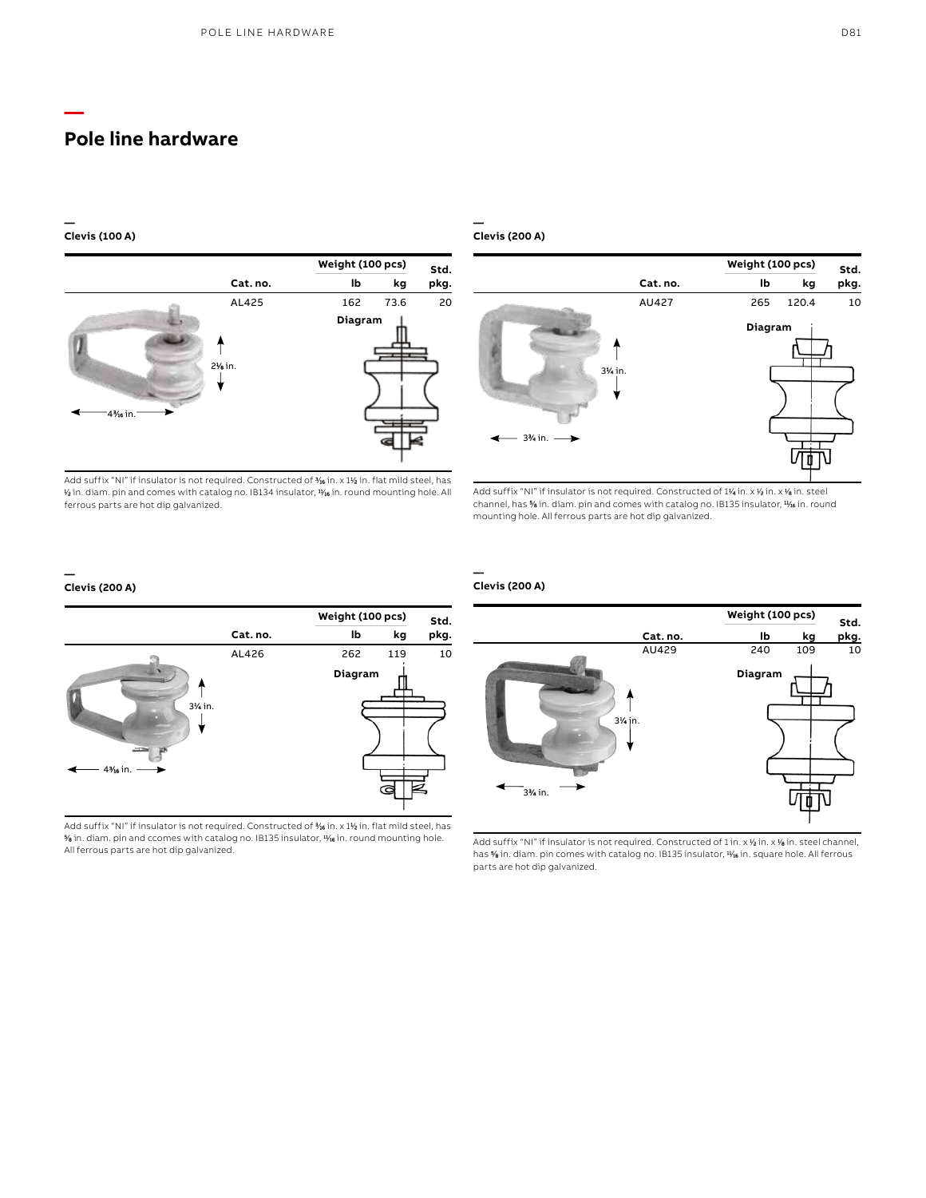# Pole line hardware

## Clevis (100 A)

| Cat. no. | Weight (100 pcs) lb | Weight (100 pcs) kg | Std. pkg. |
|---|---|---|---|
| AL425 | 162 | 73.6 | 20 |

2⅛ in.

4³⁄₁₆ in.

Diagram

Add suffix "NI" if insulator is not required. Constructed of ³⁄₁₆ in. x 1½ in. flat mild steel, has ½ in. diam. pin and comes with catalog no. IB134 insulator, ¹¹⁄₁₆ in. round mounting hole. All ferrous parts are hot dip galvanized.

## Clevis (200 A)

| Cat. no. | Weight (100 pcs) lb | Weight (100 pcs) kg | Std. pkg. |
|---|---|---|---|
| AU427 | 265 | 120.4 | 10 |

3¼ in.

3¾ in.

Diagram

Add suffix "NI" if insulator is not required. Constructed of 1¼ in. x ½ in. x ⅛ in. steel channel, has ⅝ in. diam. pin and comes with catalog no. IB135 insulator, ¹¹⁄₁₆ in. round mounting hole. All ferrous parts are hot dip galvanized.

## Clevis (200 A)

| Cat. no. | Weight (100 pcs) lb | Weight (100 pcs) kg | Std. pkg. |
|---|---|---|---|
| AL426 | 262 | 119 | 10 |

3¼ in.

4³⁄₁₆ in.

Diagram

Add suffix "NI" if insulator is not required. Constructed of ³⁄₁₆ in. x 1½ in. flat mild steel, has ⅝ in. diam. pin and ccomes with catalog no. IB135 insulator, ¹¹⁄₁₆ in. round mounting hole. All ferrous parts are hot dip galvanized.

## Clevis (200 A)

| Cat. no. | Weight (100 pcs) lb | Weight (100 pcs) kg | Std. pkg. |
|---|---|---|---|
| AU429 | 240 | 109 | 10 |

3¼ in.

3¾ in.

Diagram

Add suffix "NI" if insulator is not required. Constructed of 1 in. x ½ in. x ⅛ in. steel channel, has ⅝ in. diam. pin comes with catalog no. IB135 insulator, ¹¹⁄₁₆ in. square hole. All ferrous parts are hot dip galvanized.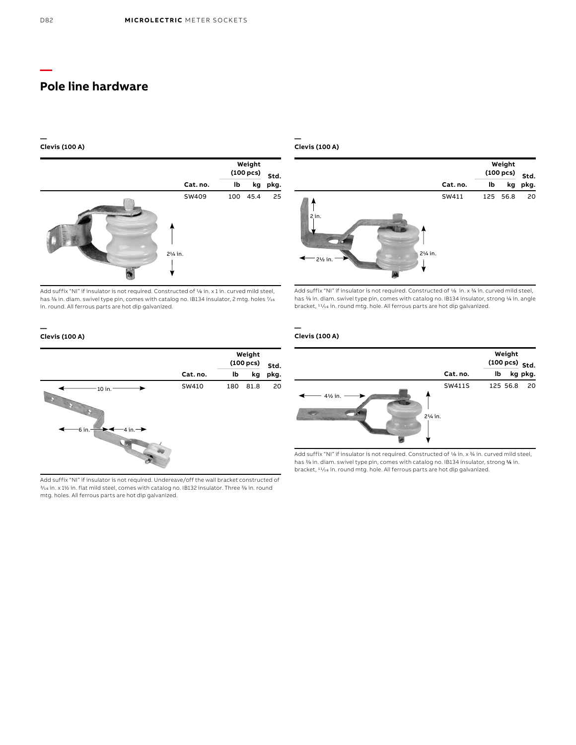# Pole line hardware

## Clevis (100 A)

| Cat. no. | Weight (100 pcs) | | Std. |
|---|---|---|---|
| | lb | kg | pkg. |
| SW409 | 100 | 45.4 | 25 |

2¼ in.

Add suffix "NI" if insulator is not required. Constructed of ⅛ in. x 1 in. curved mild steel, has ⅜ in. diam. swivel type pin, comes with catalog no. IB134 insulator, 2 mtg. holes ⁷⁄₁₆ in. round. All ferrous parts are hot dip galvanized.

## Clevis (100 A)

| Cat. no. | Weight (100 pcs) | | Std. |
|---|---|---|---|
| | lb | kg | pkg. |
| SW411 | 125 | 56.8 | 20 |

2 in.

2½ in.

2¼ in.

Add suffix "NI" if insulator is not required. Constructed of ⅛ in. x ¾ in. curved mild steel, has ⅜ in. diam. swivel type pin, comes with catalog no. IB134 insulator, strong ¼ in. angle bracket, ¹¹⁄₁₆ in. round mtg. hole. All ferrous parts are hot dip galvanized.

## Clevis (100 A)

| Cat. no. | Weight (100 pcs) | | Std. |
|---|---|---|---|
| | lb | kg | pkg. |
| SW410 | 180 | 81.8 | 20 |

10 in.

6 in.

4 in.

Add suffix "NI" if insulator is not required. Undereave/off the wall bracket constructed of ³⁄₁₆ in. x 1½ in. flat mild steel, comes with catalog no. IB132 insulator. Three ⅜ in. round mtg. holes. All ferrous parts are hot dip galvanized.

## Clevis (100 A)

| Cat. no. | Weight (100 pcs) | | Std. |
|---|---|---|---|
| | lb | kg | pkg. |
| SW411S | 125 | 56.8 | 20 |

4½ in.

2¼ in.

Add suffix "NI" if insulator is not required. Constructed of ⅛ in. x ¾ in. curved mild steel, has ⅜ in. diam. swivel type pin, comes with catalog no. IB134 insulator, strong ¼ in. bracket, ¹¹⁄₁₆ in. round mtg. hole. All ferrous parts are hot dip galvanized.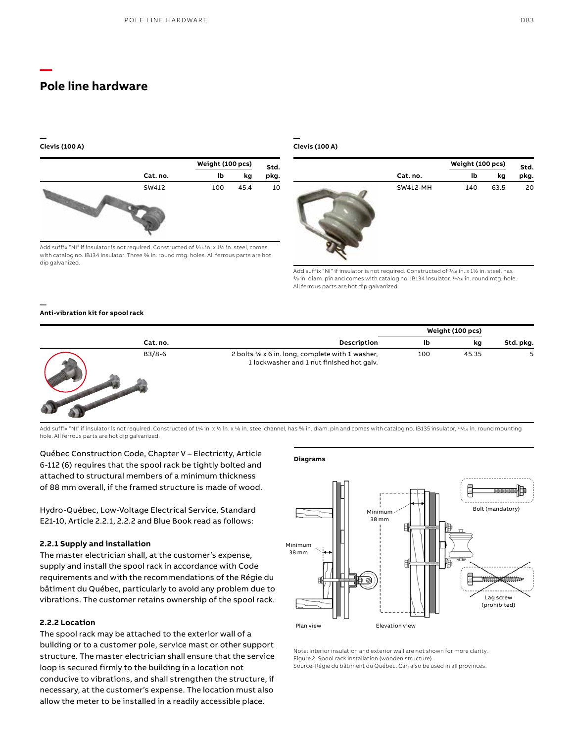# Pole line hardware

## Clevis (100 A)

| Cat. no. | Weight (100 pcs) lb | Weight (100 pcs) kg | Std. pkg. |
|---|---|---|---|
| SW412 | 100 | 45.4 | 10 |

Add suffix "NI" if insulator is not required. Constructed of 3/16 in. x 1½ in. steel, comes with catalog no. IB134 insulator. Three ⅜ in. round mtg. holes. All ferrous parts are hot dip galvanized.

## Clevis (100 A)

| Cat. no. | Weight (100 pcs) lb | Weight (100 pcs) kg | Std. pkg. |
|---|---|---|---|
| SW412-MH | 140 | 63.5 | 20 |

Add suffix "NI" if insulator is not required. Constructed of 3/16 in. x 1½ in. steel, has ⅝ in. diam. pin and comes with catalog no. IB134 insulator. 11/16 in. round mtg. hole. All ferrous parts are hot dip galvanized.

## Anti-vibration kit for spool rack

| Cat. no. | Description | Weight (100 pcs) lb | Weight (100 pcs) kg | Std. pkg. |
|---|---|---|---|---|
| B3/8-6 | 2 bolts ⅜ x 6 in. long, complete with 1 washer, 1 lockwasher and 1 nut finished hot galv. | 100 | 45.35 | 5 |

Add suffix "NI" if insulator is not required. Constructed of 1¼ in. x ½ in. x ⅛ in. steel channel, has ⅝ in. diam. pin and comes with catalog no. IB135 insulator, 11/16 in. round mounting hole. All ferrous parts are hot dip galvanized.

Québec Construction Code, Chapter V – Electricity, Article 6-112 (6) requires that the spool rack be tightly bolted and attached to structural members of a minimum thickness of 88 mm overall, if the framed structure is made of wood.

Hydro-Québec, Low-Voltage Electrical Service, Standard E21-10, Article 2.2.1, 2.2.2 and Blue Book read as follows:

### 2.2.1 Supply and installation

The master electrician shall, at the customer's expense, supply and install the spool rack in accordance with Code requirements and with the recommendations of the Régie du bâtiment du Québec, particularly to avoid any problem due to vibrations. The customer retains ownership of the spool rack.

### 2.2.2 Location

The spool rack may be attached to the exterior wall of a building or to a customer pole, service mast or other support structure. The master electrician shall ensure that the service loop is secured firmly to the building in a location not conducive to vibrations, and shall strengthen the structure, if necessary, at the customer's expense. The location must also allow the meter to be installed in a readily accessible place.

**Diagrams**

Minimum 38 mm

Minimum 38 mm

Bolt (mandatory)

Lag screw (prohibited)

Plan view

Elevation view

Note: Interior insulation and exterior wall are not shown for more clarity.
Figure 2: Spool rack installation (wooden structure).
Source: Régie du bâtiment du Québec. Can also be used in all provinces.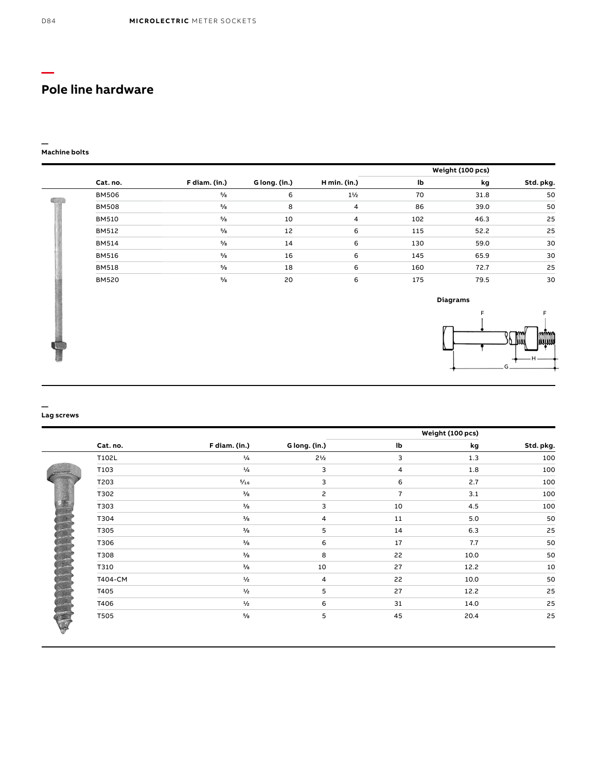# Pole line hardware

## Machine bolts

| Cat. no. | F diam. (in.) | G long. (in.) | H min. (in.) | Weight (100 pcs) lb | Weight (100 pcs) kg | Std. pkg. |
|---|---|---|---|---|---|---|
| BM506 | ⅝ | 6 | 1½ | 70 | 31.8 | 50 |
| BM508 | ⅝ | 8 | 4 | 86 | 39.0 | 50 |
| BM510 | ⅝ | 10 | 4 | 102 | 46.3 | 25 |
| BM512 | ⅝ | 12 | 6 | 115 | 52.2 | 25 |
| BM514 | ⅝ | 14 | 6 | 130 | 59.0 | 30 |
| BM516 | ⅝ | 16 | 6 | 145 | 65.9 | 30 |
| BM518 | ⅝ | 18 | 6 | 160 | 72.7 | 25 |
| BM520 | ⅝ | 20 | 6 | 175 | 79.5 | 30 |

Diagrams

## Lag screws

| Cat. no. | F diam. (in.) | G long. (in.) | Weight (100 pcs) lb | Weight (100 pcs) kg | Std. pkg. |
|---|---|---|---|---|---|
| T102L | ¼ | 2½ | 3 | 1.3 | 100 |
| T103 | ¼ | 3 | 4 | 1.8 | 100 |
| T203 | 5/16 | 3 | 6 | 2.7 | 100 |
| T302 | ⅜ | 2 | 7 | 3.1 | 100 |
| T303 | ⅜ | 3 | 10 | 4.5 | 100 |
| T304 | ⅜ | 4 | 11 | 5.0 | 50 |
| T305 | ⅜ | 5 | 14 | 6.3 | 25 |
| T306 | ⅜ | 6 | 17 | 7.7 | 50 |
| T308 | ⅜ | 8 | 22 | 10.0 | 50 |
| T310 | ⅜ | 10 | 27 | 12.2 | 10 |
| T404-CM | ½ | 4 | 22 | 10.0 | 50 |
| T405 | ½ | 5 | 27 | 12.2 | 25 |
| T406 | ½ | 6 | 31 | 14.0 | 25 |
| T505 | ⅝ | 5 | 45 | 20.4 | 25 |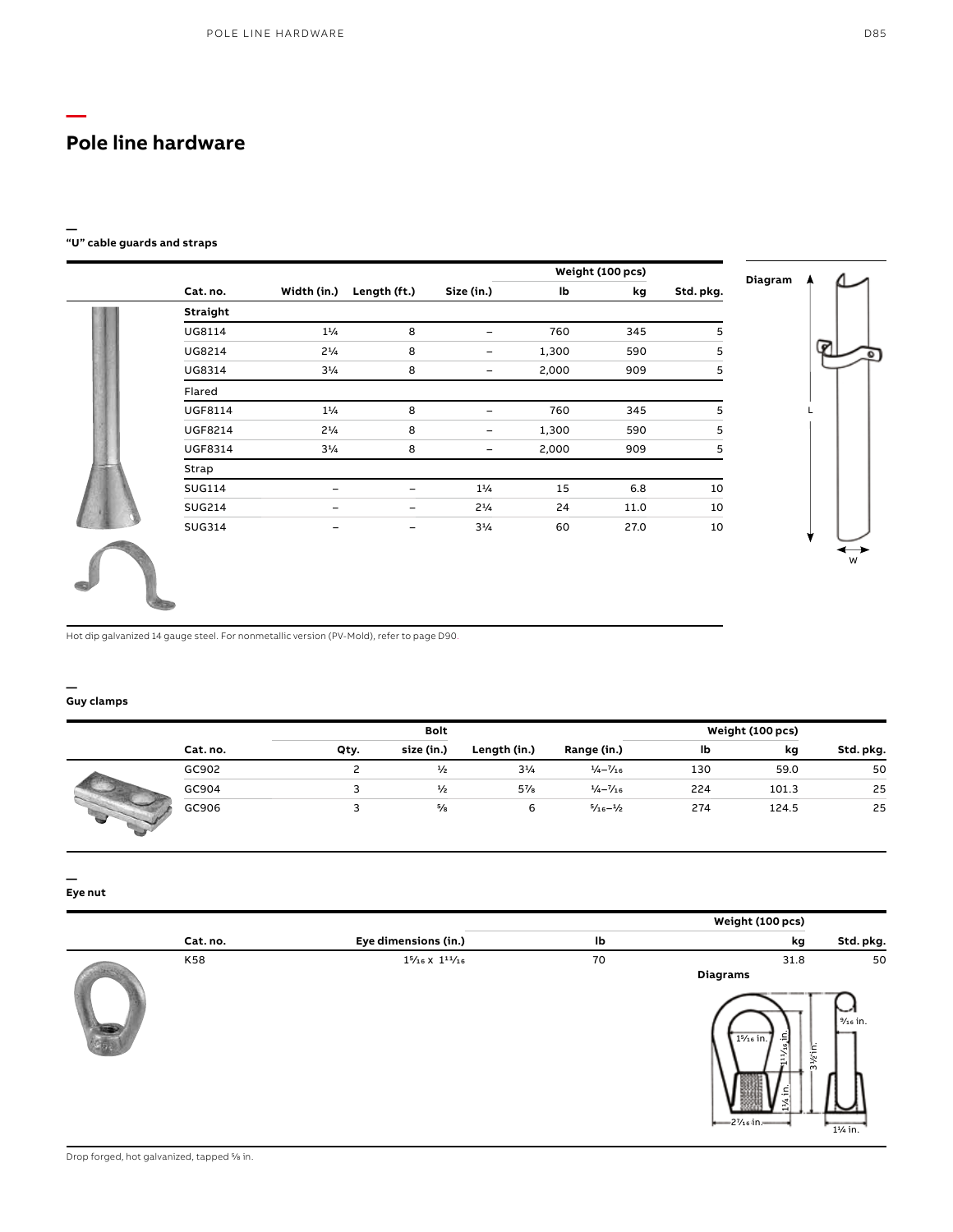# Pole line hardware

## "U" cable guards and straps

| Cat. no. | Width (in.) | Length (ft.) | Size (in.) | Weight (100 pcs) lb | Weight (100 pcs) kg | Std. pkg. |
|---|---|---|---|---|---|---|
| **Straight** | | | | | | |
| UG8114 | 1¼ | 8 | – | 760 | 345 | 5 |
| UG8214 | 2¼ | 8 | – | 1,300 | 590 | 5 |
| UG8314 | 3¼ | 8 | – | 2,000 | 909 | 5 |
| Flared | | | | | | |
| UGF8114 | 1¼ | 8 | – | 760 | 345 | 5 |
| UGF8214 | 2¼ | 8 | – | 1,300 | 590 | 5 |
| UGF8314 | 3¼ | 8 | – | 2,000 | 909 | 5 |
| Strap | | | | | | |
| SUG114 | – | – | 1¼ | 15 | 6.8 | 10 |
| SUG214 | – | – | 2¼ | 24 | 11.0 | 10 |
| SUG314 | – | – | 3¼ | 60 | 27.0 | 10 |

Diagram

Hot dip galvanized 14 gauge steel. For nonmetallic version (PV-Mold), refer to page D90.

## Guy clamps

| Cat. no. | Bolt Qty. | Bolt size (in.) | Length (in.) | Range (in.) | Weight (100 pcs) lb | Weight (100 pcs) kg | Std. pkg. |
|---|---|---|---|---|---|---|---|
| GC902 | 2 | ½ | 3¼ | ¼–7/16 | 130 | 59.0 | 50 |
| GC904 | 3 | ½ | 5⅞ | ¼–7/16 | 224 | 101.3 | 25 |
| GC906 | 3 | ⅝ | 6 | 5/16–½ | 274 | 124.5 | 25 |

## Eye nut

| Cat. no. | Eye dimensions (in.) | Weight (100 pcs) lb | Weight (100 pcs) kg | Std. pkg. |
|---|---|---|---|---|
| K58 | 1 5/16 x 1 11/16 | 70 | 31.8 | 50 |

Diagrams

Drop forged, hot galvanized, tapped ⅝ in.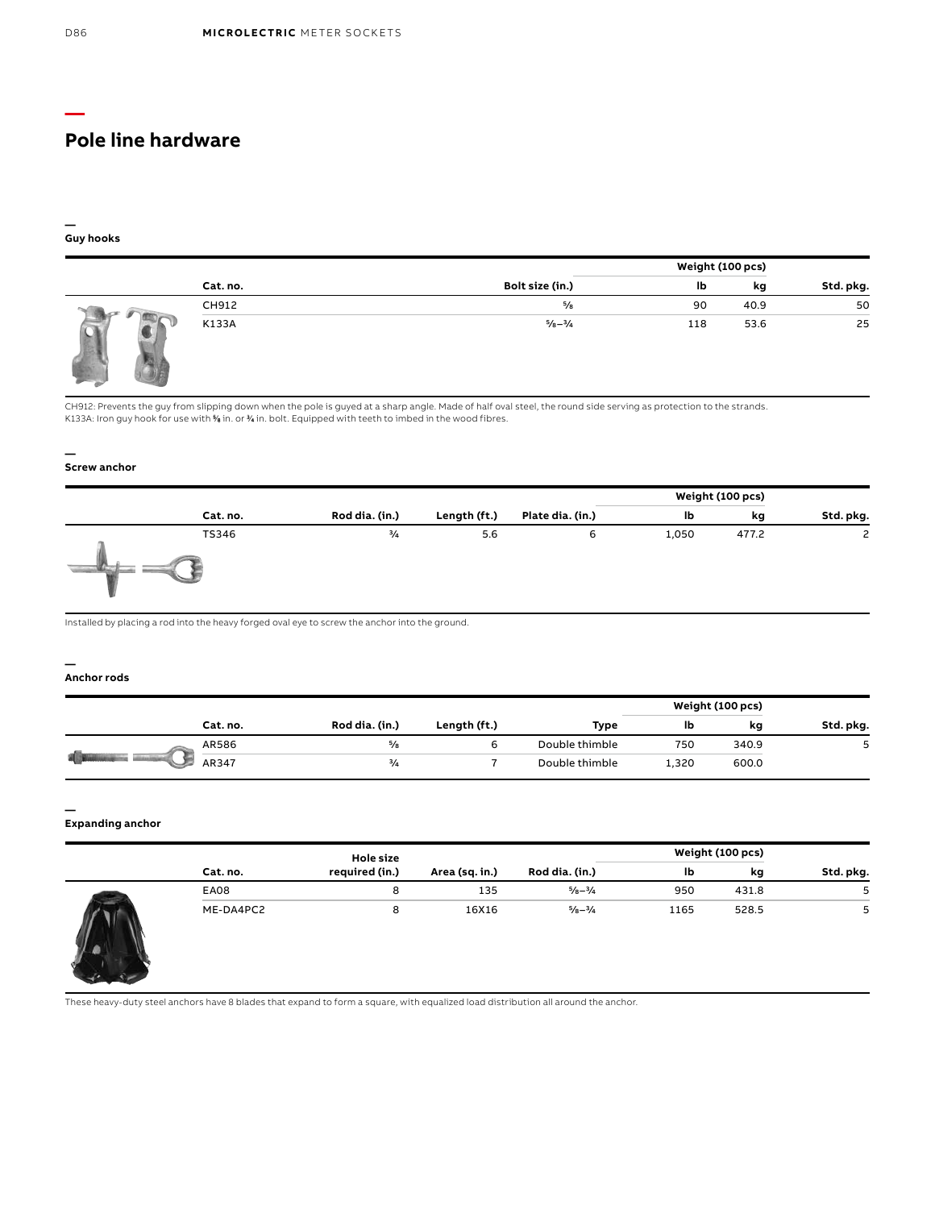# Pole line hardware

## Guy hooks

| Cat. no. | Bolt size (in.) | Weight (100 pcs) lb | Weight (100 pcs) kg | Std. pkg. |
|---|---|---|---|---|
| CH912 | ⅝ | 90 | 40.9 | 50 |
| K133A | ⅝–¾ | 118 | 53.6 | 25 |

CH912: Prevents the guy from slipping down when the pole is guyed at a sharp angle. Made of half oval steel, the round side serving as protection to the strands.
K133A: Iron guy hook for use with ⅝ in. or ¾ in. bolt. Equipped with teeth to imbed in the wood fibres.

## Screw anchor

| Cat. no. | Rod dia. (in.) | Length (ft.) | Plate dia. (in.) | Weight (100 pcs) lb | Weight (100 pcs) kg | Std. pkg. |
|---|---|---|---|---|---|---|
| TS346 | ¾ | 5.6 | 6 | 1,050 | 477.2 | 2 |

Installed by placing a rod into the heavy forged oval eye to screw the anchor into the ground.

## Anchor rods

| Cat. no. | Rod dia. (in.) | Length (ft.) | Type | Weight (100 pcs) lb | Weight (100 pcs) kg | Std. pkg. |
|---|---|---|---|---|---|---|
| AR586 | ⅝ | 6 | Double thimble | 750 | 340.9 | 5 |
| AR347 | ¾ | 7 | Double thimble | 1,320 | 600.0 | |

## Expanding anchor

| Cat. no. | Hole size required (in.) | Area (sq. in.) | Rod dia. (in.) | Weight (100 pcs) lb | Weight (100 pcs) kg | Std. pkg. |
|---|---|---|---|---|---|---|
| EA08 | 8 | 135 | ⅝–¾ | 950 | 431.8 | 5 |
| ME-DA4PC2 | 8 | 16X16 | ⅝–¾ | 1165 | 528.5 | 5 |

These heavy-duty steel anchors have 8 blades that expand to form a square, with equalized load distribution all around the anchor.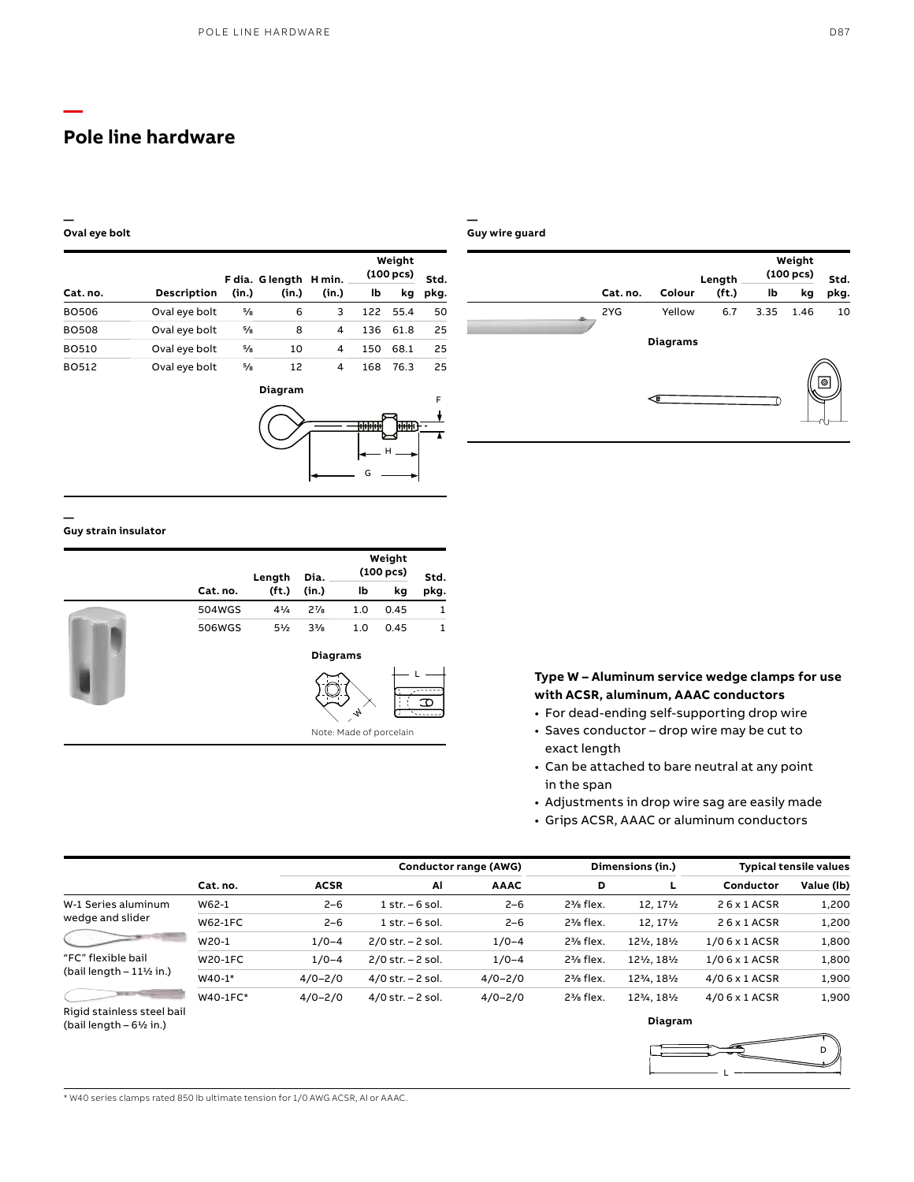# Pole line hardware

## Oval eye bolt

| Cat. no. | Description | F dia. (in.) | G length (in.) | H min. (in.) | Weight (100 pcs) lb | Weight (100 pcs) kg | Std. pkg. |
|---|---|---|---|---|---|---|---|
| BO506 | Oval eye bolt | ⅝ | 6 | 3 | 122 | 55.4 | 50 |
| BO508 | Oval eye bolt | ⅝ | 8 | 4 | 136 | 61.8 | 25 |
| BO510 | Oval eye bolt | ⅝ | 10 | 4 | 150 | 68.1 | 25 |
| BO512 | Oval eye bolt | ⅝ | 12 | 4 | 168 | 76.3 | 25 |

Diagram

F

H

G

## Guy wire guard

| Cat. no. | Colour | Length (ft.) | Weight (100 pcs) lb | Weight (100 pcs) kg | Std. pkg. |
|---|---|---|---|---|---|
| 2YG | Yellow | 6.7 | 3.35 | 1.46 | 10 |

Diagrams

## Guy strain insulator

| Cat. no. | Length (ft.) | Dia. (in.) | Weight (100 pcs) lb | Weight (100 pcs) kg | Std. pkg. |
|---|---|---|---|---|---|
| 504WGS | 4¼ | 2⅞ | 1.0 | 0.45 | 1 |
| 506WGS | 5½ | 3⅜ | 1.0 | 0.45 | 1 |

Diagrams

L

W

Note: Made of porcelain

### Type W – Aluminum service wedge clamps for use with ACSR, aluminum, AAAC conductors

- For dead-ending self-supporting drop wire
- Saves conductor – drop wire may be cut to exact length
- Can be attached to bare neutral at any point in the span
- Adjustments in drop wire sag are easily made
- Grips ACSR, AAAC or aluminum conductors

| | Cat. no. | Conductor range (AWG) ACSR | Conductor range (AWG) Al | Conductor range (AWG) AAAC | Dimensions (in.) D | Dimensions (in.) L | Typical tensile values Conductor | Typical tensile values Value (lb) |
|---|---|---|---|---|---|---|---|---|
| W-1 Series aluminum wedge and slider | W62-1 | 2–6 | 1 str. – 6 sol. | 2–6 | 2⅜ flex. | 12, 17½ | 2 6 x 1 ACSR | 1,200 |
| | W62-1FC | 2–6 | 1 str. – 6 sol. | 2–6 | 2⅜ flex. | 12, 17½ | 2 6 x 1 ACSR | 1,200 |
| "FC" flexible bail (bail length – 11½ in.) | W20-1 | 1/0–4 | 2/0 str. – 2 sol. | 1/0–4 | 2⅜ flex. | 12½, 18½ | 1/0 6 x 1 ACSR | 1,800 |
| | W20-1FC | 1/0–4 | 2/0 str. – 2 sol. | 1/0–4 | 2⅜ flex. | 12½, 18½ | 1/0 6 x 1 ACSR | 1,800 |
| Rigid stainless steel bail (bail length – 6½ in.) | W40-1* | 4/0–2/0 | 4/0 str. – 2 sol. | 4/0–2/0 | 2⅜ flex. | 12¾, 18½ | 4/0 6 x 1 ACSR | 1,900 |
| | W40-1FC* | 4/0–2/0 | 4/0 str. – 2 sol. | 4/0–2/0 | 2⅜ flex. | 12¾, 18½ | 4/0 6 x 1 ACSR | 1,900 |

Diagram

D

L

* W40 series clamps rated 850 lb ultimate tension for 1/0 AWG ACSR, Al or AAAC.